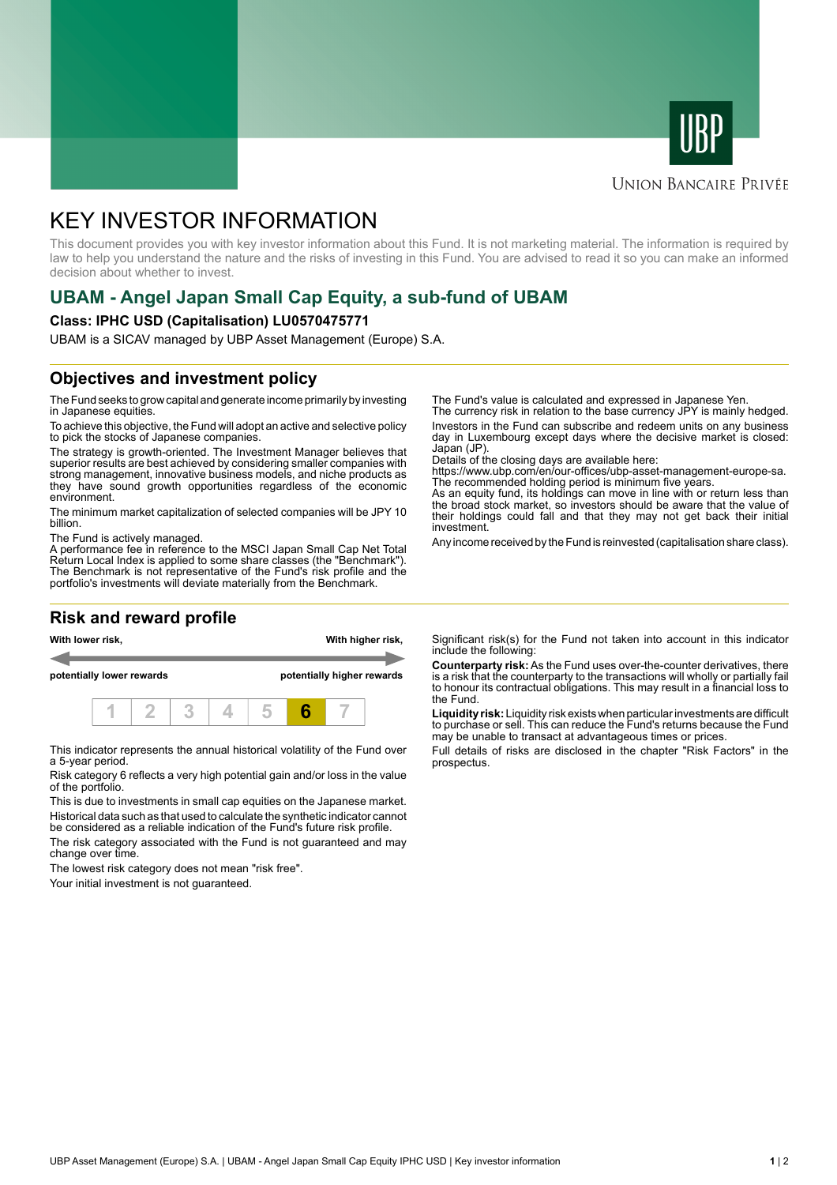Union Bancaire Privée

# KEY INVESTOR INFORMATION

This document provides you with key investor information about this Fund. It is not marketing material. The information is required by law to help you understand the nature and the risks of investing in this Fund. You are advised to read it so you can make an informed decision about whether to invest.

## UBAM - Angel Japan Small Cap Equity, a sub-fund of UBAM

**Class: IPHC USD (Capitalisation) LU0570475771**

UBAM is a SICAV managed by UBP Asset Management (Europe) S.A.

## Objectives and investment policy

The Fund seeks to grow capital and generate income primarily by investing in Japanese equities.

To achieve this objective, the Fund will adopt an active and selective policy to pick the stocks of Japanese companies.

The strategy is growth-oriented. The Investment Manager believes that superior results are best achieved by considering smaller companies with strong management, innovative business models, and niche products as they have sound growth opportunities regardless of the economic environment.

The minimum market capitalization of selected companies will be JPY 10 billion.

The Fund is actively managed.
A performance fee in reference to the MSCI Japan Small Cap Net Total Return Local Index is applied to some share classes (the "Benchmark"). The Benchmark is not representative of the Fund's risk profile and the portfolio's investments will deviate materially from the Benchmark.

The Fund's value is calculated and expressed in Japanese Yen.
The currency risk in relation to the base currency JPY is mainly hedged.

Investors in the Fund can subscribe and redeem units on any business day in Luxembourg except days where the decisive market is closed: Japan (JP).
Details of the closing days are available here:
https://www.ubp.com/en/our-offices/ubp-asset-management-europe-sa.
The recommended holding period is minimum five years.
As an equity fund, its holdings can move in line with or return less than the broad stock market, so investors should be aware that the value of their holdings could fall and that they may not get back their initial investment.

Any income received by the Fund is reinvested (capitalisation share class).

## Risk and reward profile

**With lower risk,** | **With higher risk,**

**potentially lower rewards** | **potentially higher rewards**

| 1 | 2 | 3 | 4 | 5 | **6** | 7 |
|---|---|---|---|---|---|---|

This indicator represents the annual historical volatility of the Fund over a 5-year period.

Risk category 6 reflects a very high potential gain and/or loss in the value of the portfolio.

This is due to investments in small cap equities on the Japanese market.

Historical data such as that used to calculate the synthetic indicator cannot be considered as a reliable indication of the Fund's future risk profile.

The risk category associated with the Fund is not guaranteed and may change over time.

The lowest risk category does not mean "risk free".

Your initial investment is not guaranteed.

Significant risk(s) for the Fund not taken into account in this indicator include the following:

**Counterparty risk:** As the Fund uses over-the-counter derivatives, there is a risk that the counterparty to the transactions will wholly or partially fail to honour its contractual obligations. This may result in a financial loss to the Fund.

**Liquidity risk:** Liquidity risk exists when particular investments are difficult to purchase or sell. This can reduce the Fund's returns because the Fund may be unable to transact at advantageous times or prices.

Full details of risks are disclosed in the chapter "Risk Factors" in the prospectus.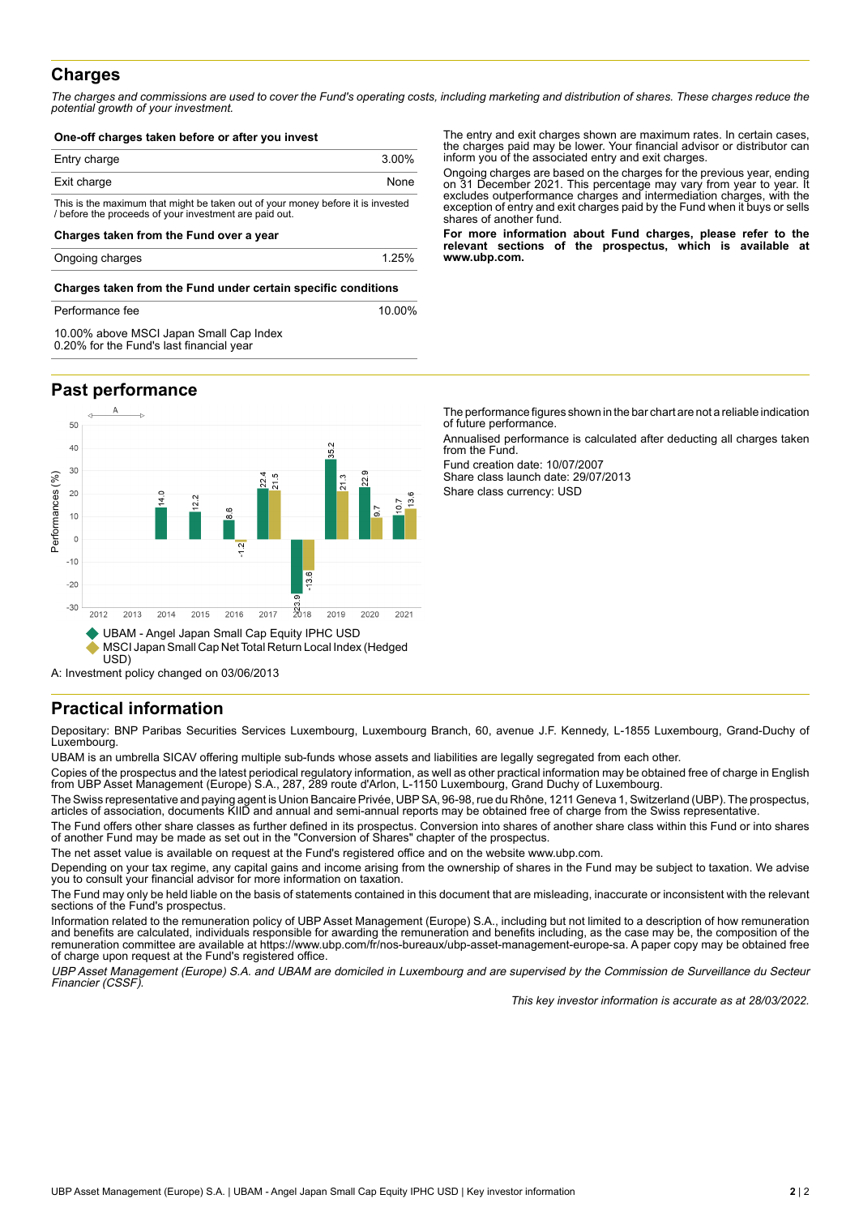## Charges

*The charges and commissions are used to cover the Fund's operating costs, including marketing and distribution of shares. These charges reduce the potential growth of your investment.*

| One-off charges taken before or after you invest | |
|---|---|
| Entry charge | 3.00% |
| Exit charge | None |

This is the maximum that might be taken out of your money before it is invested / before the proceeds of your investment are paid out.

| Charges taken from the Fund over a year | |
|---|---|
| Ongoing charges | 1.25% |

| Charges taken from the Fund under certain specific conditions | |
|---|---|
| Performance fee | 10.00% |

10.00% above MSCI Japan Small Cap Index
0.20% for the Fund's last financial year

The entry and exit charges shown are maximum rates. In certain cases, the charges paid may be lower. Your financial advisor or distributor can inform you of the associated entry and exit charges.

Ongoing charges are based on the charges for the previous year, ending on 31 December 2021. This percentage may vary from year to year. It excludes outperformance charges and intermediation charges, with the exception of entry and exit charges paid by the Fund when it buys or sells shares of another fund.

**For more information about Fund charges, please refer to the relevant sections of the prospectus, which is available at www.ubp.com.**

## Past performance

A

Performances (%)

50
40
30
20
10
0
-10
-20
-30

2012 2013 2014 2015 2016 2017 2018 2019 2020 2021

14.0
12.2
8.6
-1.2
22.4
21.5
-23.9
-13.6
35.2
21.3
22.9
9.7
10.7
13.6

UBAM - Angel Japan Small Cap Equity IPHC USD
MSCI Japan Small Cap Net Total Return Local Index (Hedged USD)

A: Investment policy changed on 03/06/2013

The performance figures shown in the bar chart are not a reliable indication of future performance.

Annualised performance is calculated after deducting all charges taken from the Fund.

Fund creation date: 10/07/2007
Share class launch date: 29/07/2013
Share class currency: USD

## Practical information

Depositary: BNP Paribas Securities Services Luxembourg, Luxembourg Branch, 60, avenue J.F. Kennedy, L-1855 Luxembourg, Grand-Duchy of Luxembourg.

UBAM is an umbrella SICAV offering multiple sub-funds whose assets and liabilities are legally segregated from each other.

Copies of the prospectus and the latest periodical regulatory information, as well as other practical information may be obtained free of charge in English from UBP Asset Management (Europe) S.A., 287, 289 route d'Arlon, L-1150 Luxembourg, Grand Duchy of Luxembourg.

The Swiss representative and paying agent is Union Bancaire Privée, UBP SA, 96-98, rue du Rhône, 1211 Geneva 1, Switzerland (UBP). The prospectus, articles of association, documents KIID and annual and semi-annual reports may be obtained free of charge from the Swiss representative.

The Fund offers other share classes as further defined in its prospectus. Conversion into shares of another share class within this Fund or into shares of another Fund may be made as set out in the "Conversion of Shares" chapter of the prospectus.

The net asset value is available on request at the Fund's registered office and on the website www.ubp.com.

Depending on your tax regime, any capital gains and income arising from the ownership of shares in the Fund may be subject to taxation. We advise you to consult your financial advisor for more information on taxation.

The Fund may only be held liable on the basis of statements contained in this document that are misleading, inaccurate or inconsistent with the relevant sections of the Fund's prospectus.

Information related to the remuneration policy of UBP Asset Management (Europe) S.A., including but not limited to a description of how remuneration and benefits are calculated, individuals responsible for awarding the remuneration and benefits including, as the case may be, the composition of the remuneration committee are available at https://www.ubp.com/fr/nos-bureaux/ubp-asset-management-europe-sa. A paper copy may be obtained free of charge upon request at the Fund's registered office.

*UBP Asset Management (Europe) S.A. and UBAM are domiciled in Luxembourg and are supervised by the Commission de Surveillance du Secteur Financier (CSSF).*

*This key investor information is accurate as at 28/03/2022.*